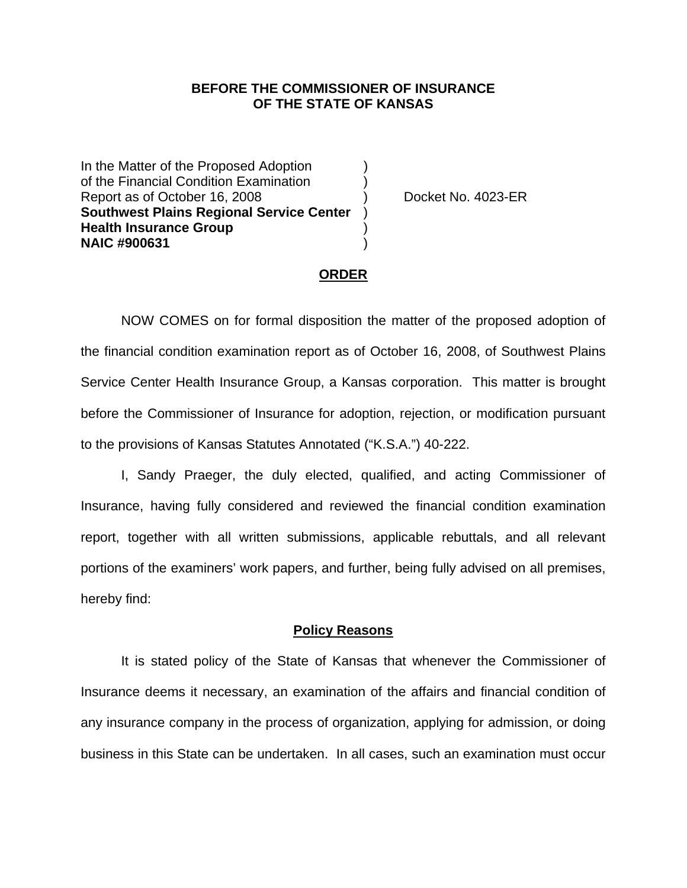**BEFORE THE COMMISSIONER OF INSURANCE**
**OF THE STATE OF KANSAS**

In the Matter of the Proposed Adoption )
of the Financial Condition Examination )
Report as of October 16, 2008 ) Docket No. 4023-ER
**Southwest Plains Regional Service Center** )
**Health Insurance Group** )
**NAIC #900631** )

## ORDER

NOW COMES on for formal disposition the matter of the proposed adoption of the financial condition examination report as of October 16, 2008, of Southwest Plains Service Center Health Insurance Group, a Kansas corporation. This matter is brought before the Commissioner of Insurance for adoption, rejection, or modification pursuant to the provisions of Kansas Statutes Annotated ("K.S.A.") 40-222.

I, Sandy Praeger, the duly elected, qualified, and acting Commissioner of Insurance, having fully considered and reviewed the financial condition examination report, together with all written submissions, applicable rebuttals, and all relevant portions of the examiners' work papers, and further, being fully advised on all premises, hereby find:

### Policy Reasons

It is stated policy of the State of Kansas that whenever the Commissioner of Insurance deems it necessary, an examination of the affairs and financial condition of any insurance company in the process of organization, applying for admission, or doing business in this State can be undertaken. In all cases, such an examination must occur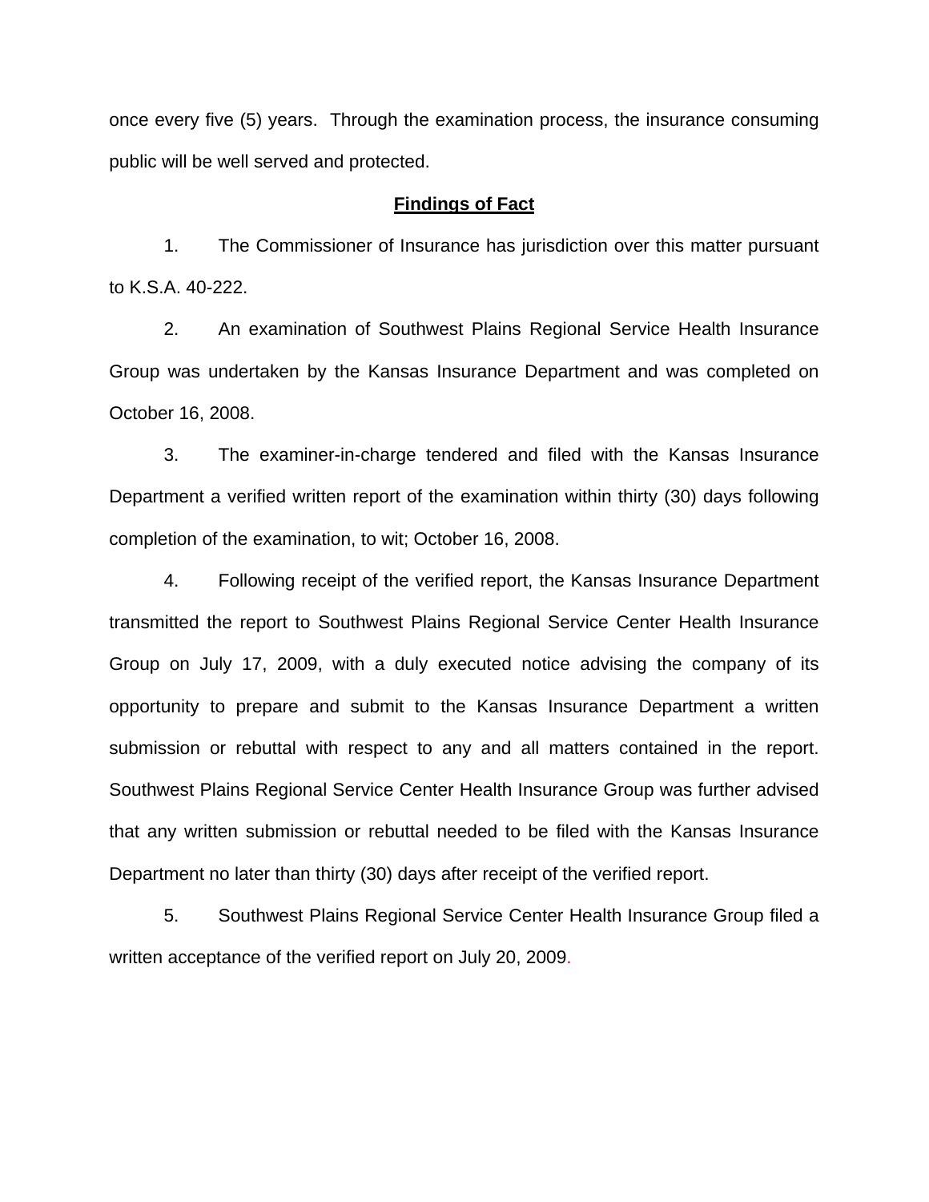once every five (5) years. Through the examination process, the insurance consuming public will be well served and protected.

## **Findings of Fact**

1. The Commissioner of Insurance has jurisdiction over this matter pursuant to K.S.A. 40-222.

2. An examination of Southwest Plains Regional Service Health Insurance Group was undertaken by the Kansas Insurance Department and was completed on October 16, 2008.

3. The examiner-in-charge tendered and filed with the Kansas Insurance Department a verified written report of the examination within thirty (30) days following completion of the examination, to wit; October 16, 2008.

4. Following receipt of the verified report, the Kansas Insurance Department transmitted the report to Southwest Plains Regional Service Center Health Insurance Group on July 17, 2009, with a duly executed notice advising the company of its opportunity to prepare and submit to the Kansas Insurance Department a written submission or rebuttal with respect to any and all matters contained in the report. Southwest Plains Regional Service Center Health Insurance Group was further advised that any written submission or rebuttal needed to be filed with the Kansas Insurance Department no later than thirty (30) days after receipt of the verified report.

5. Southwest Plains Regional Service Center Health Insurance Group filed a written acceptance of the verified report on July 20, 2009.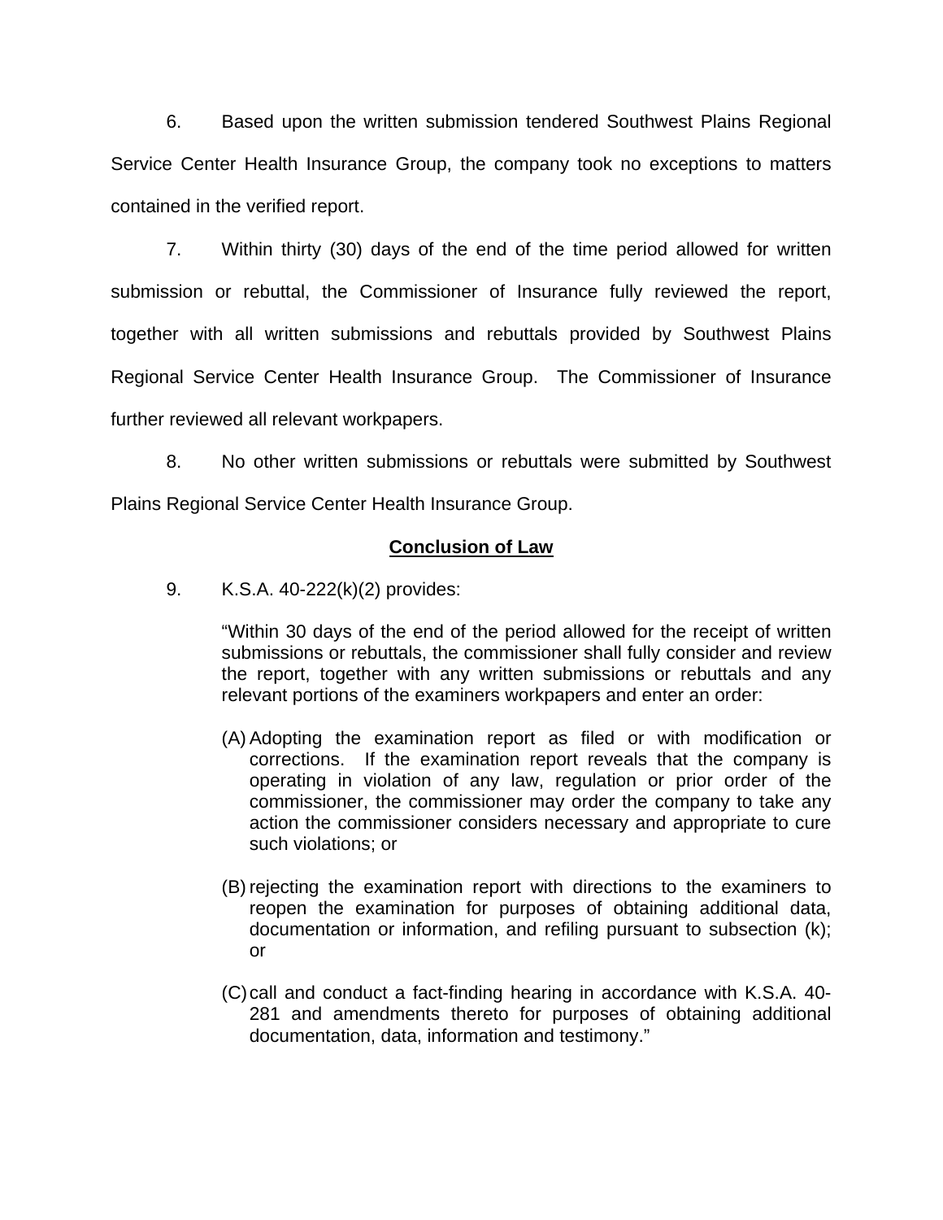6. Based upon the written submission tendered Southwest Plains Regional Service Center Health Insurance Group, the company took no exceptions to matters contained in the verified report.

7. Within thirty (30) days of the end of the time period allowed for written submission or rebuttal, the Commissioner of Insurance fully reviewed the report, together with all written submissions and rebuttals provided by Southwest Plains Regional Service Center Health Insurance Group. The Commissioner of Insurance further reviewed all relevant workpapers.

8. No other written submissions or rebuttals were submitted by Southwest Plains Regional Service Center Health Insurance Group.

## **Conclusion of Law**

9. K.S.A. 40-222(k)(2) provides:

> "Within 30 days of the end of the period allowed for the receipt of written submissions or rebuttals, the commissioner shall fully consider and review the report, together with any written submissions or rebuttals and any relevant portions of the examiners workpapers and enter an order:
>
> (A) Adopting the examination report as filed or with modification or corrections. If the examination report reveals that the company is operating in violation of any law, regulation or prior order of the commissioner, the commissioner may order the company to take any action the commissioner considers necessary and appropriate to cure such violations; or
>
> (B) rejecting the examination report with directions to the examiners to reopen the examination for purposes of obtaining additional data, documentation or information, and refiling pursuant to subsection (k); or
>
> (C) call and conduct a fact-finding hearing in accordance with K.S.A. 40-281 and amendments thereto for purposes of obtaining additional documentation, data, information and testimony."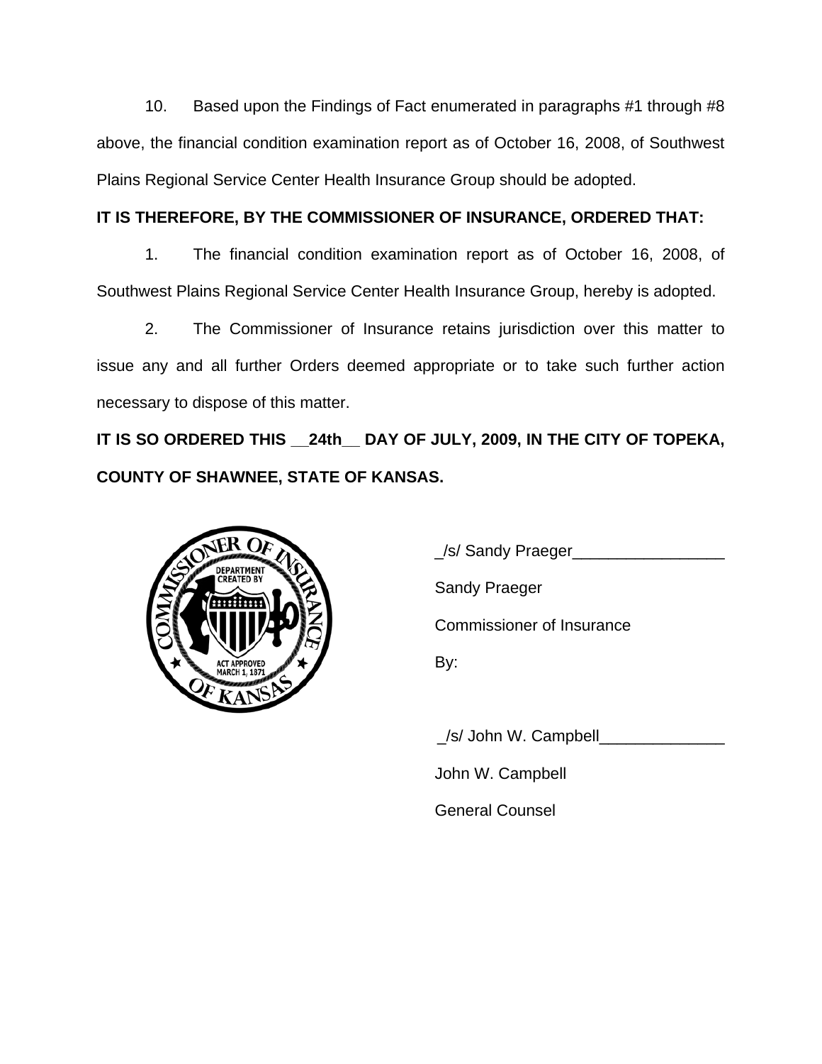10. Based upon the Findings of Fact enumerated in paragraphs #1 through #8 above, the financial condition examination report as of October 16, 2008, of Southwest Plains Regional Service Center Health Insurance Group should be adopted.

**IT IS THEREFORE, BY THE COMMISSIONER OF INSURANCE, ORDERED THAT:**

1. The financial condition examination report as of October 16, 2008, of Southwest Plains Regional Service Center Health Insurance Group, hereby is adopted.

2. The Commissioner of Insurance retains jurisdiction over this matter to issue any and all further Orders deemed appropriate or to take such further action necessary to dispose of this matter.

**IT IS SO ORDERED THIS __24th__ DAY OF JULY, 2009, IN THE CITY OF TOPEKA, COUNTY OF SHAWNEE, STATE OF KANSAS.**

_/s/ Sandy Praeger_________________
Sandy Praeger
Commissioner of Insurance
By:

_/s/ John W. Campbell______________
John W. Campbell
General Counsel